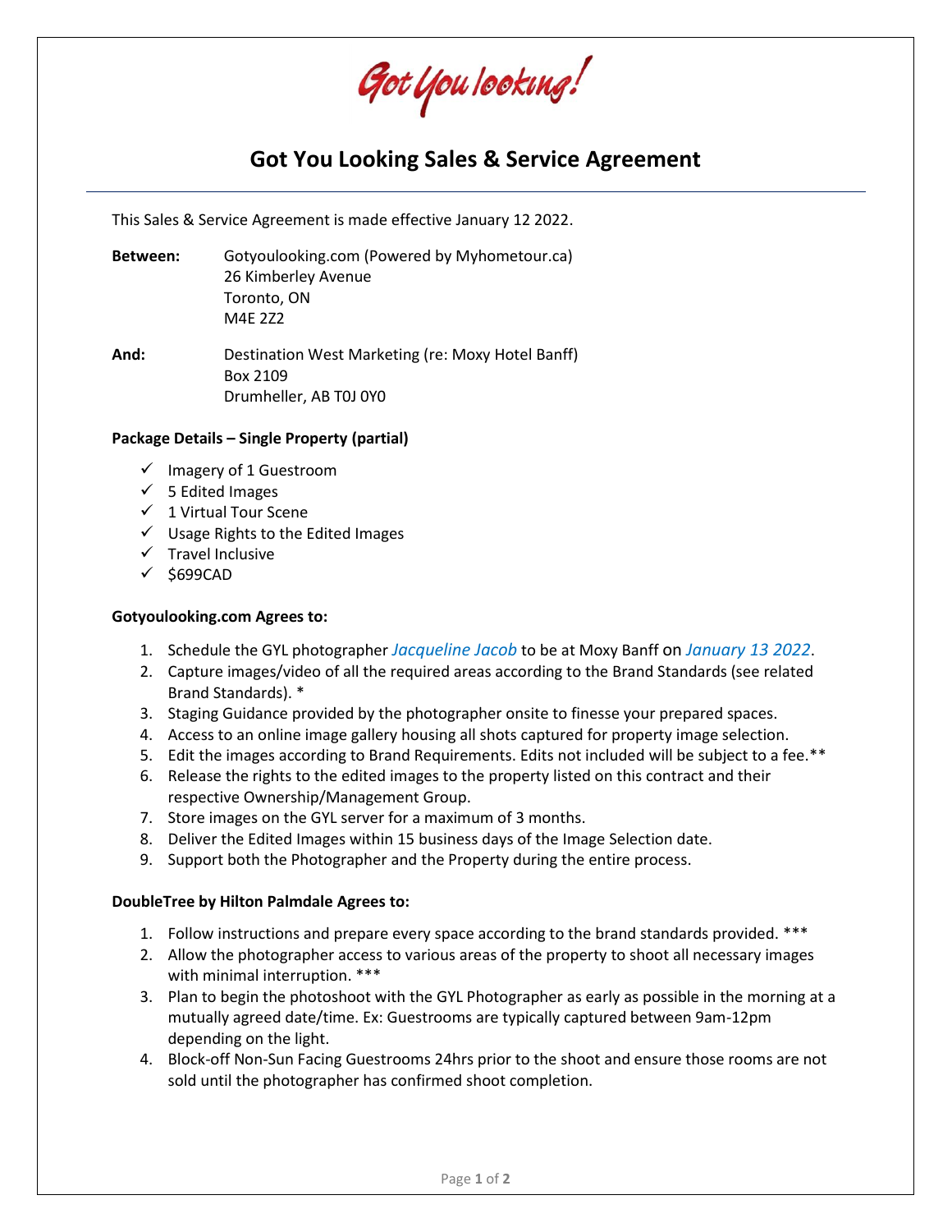Got You looking!

# Got You Looking Sales & Service Agreement

This Sales & Service Agreement is made effective January 12 2022.

**Between:** Gotyoulooking.com (Powered by Myhometour.ca)
26 Kimberley Avenue
Toronto, ON
M4E 2Z2

**And:** Destination West Marketing (re: Moxy Hotel Banff)
Box 2109
Drumheller, AB T0J 0Y0

**Package Details – Single Property (partial)**

- ✓ Imagery of 1 Guestroom
- ✓ 5 Edited Images
- ✓ 1 Virtual Tour Scene
- ✓ Usage Rights to the Edited Images
- ✓ Travel Inclusive
- ✓ $699CAD

**Gotyoulooking.com Agrees to:**

1. Schedule the GYL photographer *Jacqueline Jacob* to be at Moxy Banff on *January 13 2022*.
2. Capture images/video of all the required areas according to the Brand Standards (see related Brand Standards). *
3. Staging Guidance provided by the photographer onsite to finesse your prepared spaces.
4. Access to an online image gallery housing all shots captured for property image selection.
5. Edit the images according to Brand Requirements. Edits not included will be subject to a fee.**
6. Release the rights to the edited images to the property listed on this contract and their respective Ownership/Management Group.
7. Store images on the GYL server for a maximum of 3 months.
8. Deliver the Edited Images within 15 business days of the Image Selection date.
9. Support both the Photographer and the Property during the entire process.

**DoubleTree by Hilton Palmdale Agrees to:**

1. Follow instructions and prepare every space according to the brand standards provided. ***
2. Allow the photographer access to various areas of the property to shoot all necessary images with minimal interruption. ***
3. Plan to begin the photoshoot with the GYL Photographer as early as possible in the morning at a mutually agreed date/time. Ex: Guestrooms are typically captured between 9am-12pm depending on the light.
4. Block-off Non-Sun Facing Guestrooms 24hrs prior to the shoot and ensure those rooms are not sold until the photographer has confirmed shoot completion.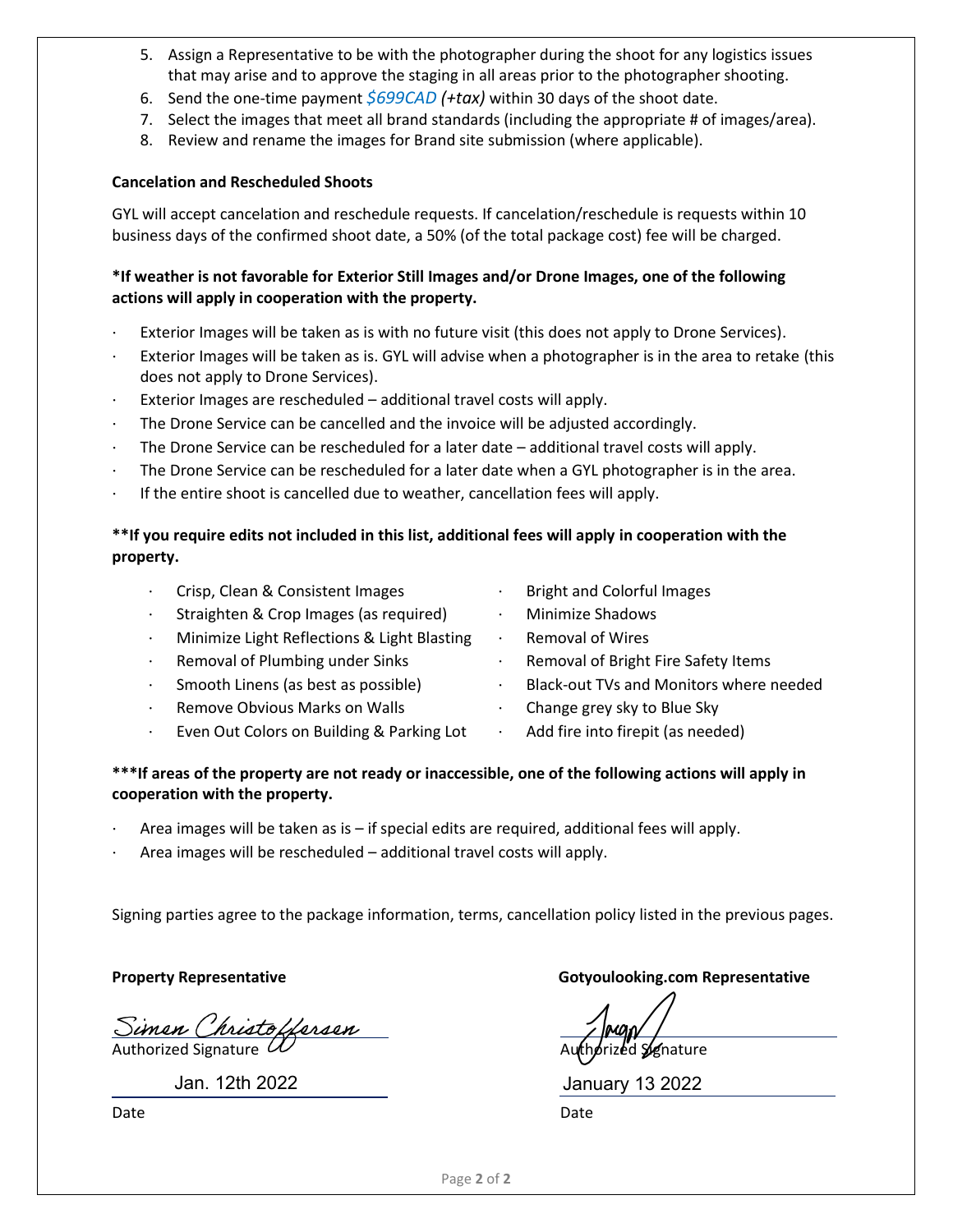5. Assign a Representative to be with the photographer during the shoot for any logistics issues that may arise and to approve the staging in all areas prior to the photographer shooting.
6. Send the one-time payment *$699CAD* *(+tax)* within 30 days of the shoot date.
7. Select the images that meet all brand standards (including the appropriate # of images/area).
8. Review and rename the images for Brand site submission (where applicable).

**Cancelation and Rescheduled Shoots**

GYL will accept cancelation and reschedule requests. If cancelation/reschedule is requests within 10 business days of the confirmed shoot date, a 50% (of the total package cost) fee will be charged.

**\*If weather is not favorable for Exterior Still Images and/or Drone Images, one of the following actions will apply in cooperation with the property.**

- Exterior Images will be taken as is with no future visit (this does not apply to Drone Services).
- Exterior Images will be taken as is. GYL will advise when a photographer is in the area to retake (this does not apply to Drone Services).
- Exterior Images are rescheduled – additional travel costs will apply.
- The Drone Service can be cancelled and the invoice will be adjusted accordingly.
- The Drone Service can be rescheduled for a later date – additional travel costs will apply.
- The Drone Service can be rescheduled for a later date when a GYL photographer is in the area.
- If the entire shoot is cancelled due to weather, cancellation fees will apply.

**\*\*If you require edits not included in this list, additional fees will apply in cooperation with the property.**

- Crisp, Clean & Consistent Images
- Straighten & Crop Images (as required)
- Minimize Light Reflections & Light Blasting
- Removal of Plumbing under Sinks
- Smooth Linens (as best as possible)
- Remove Obvious Marks on Walls
- Even Out Colors on Building & Parking Lot
- Bright and Colorful Images
- Minimize Shadows
- Removal of Wires
- Removal of Bright Fire Safety Items
- Black-out TVs and Monitors where needed
- Change grey sky to Blue Sky
- Add fire into firepit (as needed)

**\*\*\*If areas of the property are not ready or inaccessible, one of the following actions will apply in cooperation with the property.**

- Area images will be taken as is – if special edits are required, additional fees will apply.
- Area images will be rescheduled – additional travel costs will apply.

Signing parties agree to the package information, terms, cancellation policy listed in the previous pages.

**Property Representative**

Simen Christoffersen
Authorized Signature

Jan. 12th 2022
Date

**Gotyoulooking.com Representative**

[signature]
Authorized Signature

January 13 2022
Date